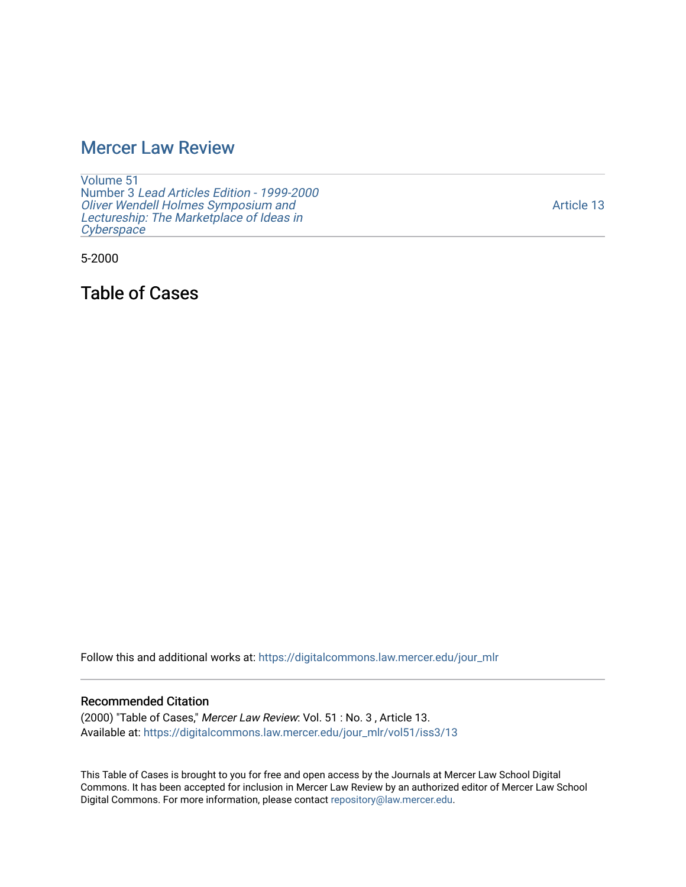# Mercer Law Review

Volume 51
Number 3 *Lead Articles Edition - 1999-2000 Oliver Wendell Holmes Symposium and Lectureship: The Marketplace of Ideas in Cyberspace*

Article 13

5-2000

## Table of Cases

Follow this and additional works at: https://digitalcommons.law.mercer.edu/jour_mlr

### Recommended Citation

(2000) "Table of Cases," *Mercer Law Review*: Vol. 51 : No. 3 , Article 13.
Available at: https://digitalcommons.law.mercer.edu/jour_mlr/vol51/iss3/13

This Table of Cases is brought to you for free and open access by the Journals at Mercer Law School Digital Commons. It has been accepted for inclusion in Mercer Law Review by an authorized editor of Mercer Law School Digital Commons. For more information, please contact repository@law.mercer.edu.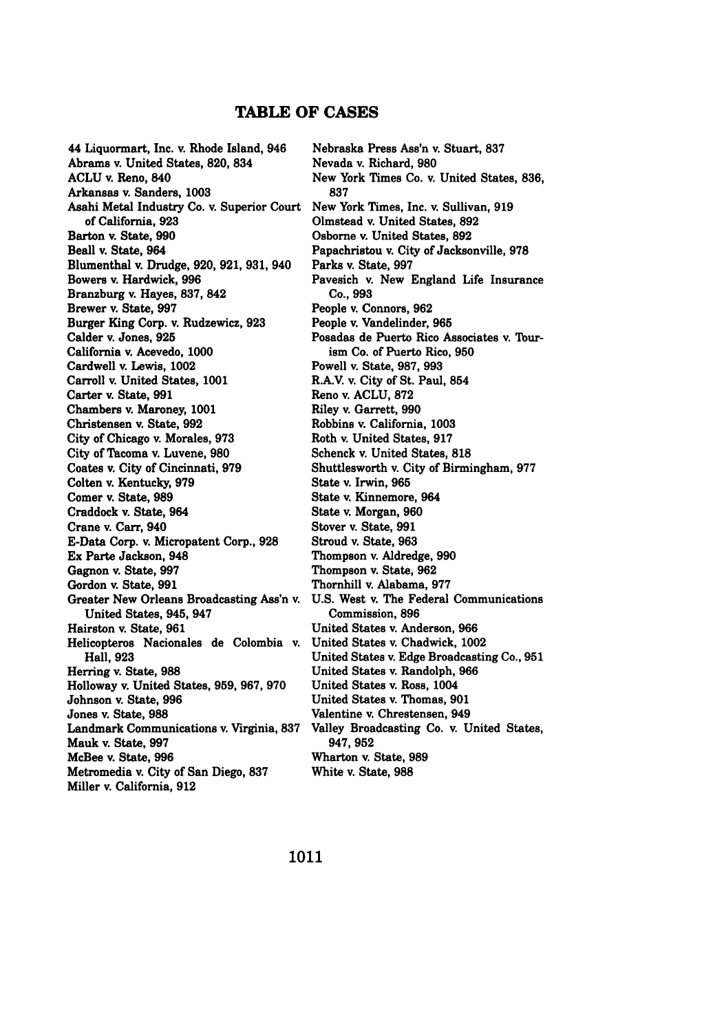## TABLE OF CASES

44 Liquormart, Inc. v. Rhode Island, 946
Abrams v. United States, 820, 834
ACLU v. Reno, 840
Arkansas v. Sanders, 1003
Asahi Metal Industry Co. v. Superior Court of California, 923
Barton v. State, 990
Beall v. State, 964
Blumenthal v. Drudge, 920, 921, 931, 940
Bowers v. Hardwick, 996
Branzburg v. Hayes, 837, 842
Brewer v. State, 997
Burger King Corp. v. Rudzewicz, 923
Calder v. Jones, 925
California v. Acevedo, 1000
Cardwell v. Lewis, 1002
Carroll v. United States, 1001
Carter v. State, 991
Chambers v. Maroney, 1001
Christensen v. State, 992
City of Chicago v. Morales, 973
City of Tacoma v. Luvene, 980
Coates v. City of Cincinnati, 979
Colten v. Kentucky, 979
Comer v. State, 989
Craddock v. State, 964
Crane v. Carr, 940
E-Data Corp. v. Micropatent Corp., 928
Ex Parte Jackson, 948
Gagnon v. State, 997
Gordon v. State, 991
Greater New Orleans Broadcasting Ass'n v. United States, 945, 947
Hairston v. State, 961
Helicopteros Nacionales de Colombia v. Hall, 923
Herring v. State, 988
Holloway v. United States, 959, 967, 970
Johnson v. State, 996
Jones v. State, 988
Landmark Communications v. Virginia, 837
Mauk v. State, 997
McBee v. State, 996
Metromedia v. City of San Diego, 837
Miller v. California, 912
Nebraska Press Ass'n v. Stuart, 837
Nevada v. Richard, 980
New York Times Co. v. United States, 836, 837
New York Times, Inc. v. Sullivan, 919
Olmstead v. United States, 892
Osborne v. United States, 892
Papachristou v. City of Jacksonville, 978
Parks v. State, 997
Pavesich v. New England Life Insurance Co., 993
People v. Connors, 962
People v. Vandelinder, 965
Posadas de Puerto Rico Associates v. Tourism Co. of Puerto Rico, 950
Powell v. State, 987, 993
R.A.V. v. City of St. Paul, 854
Reno v. ACLU, 872
Riley v. Garrett, 990
Robbins v. California, 1003
Roth v. United States, 917
Schenck v. United States, 818
Shuttlesworth v. City of Birmingham, 977
State v. Irwin, 965
State v. Kinnemore, 964
State v. Morgan, 960
Stover v. State, 991
Stroud v. State, 963
Thompson v. Aldredge, 990
Thompson v. State, 962
Thornhill v. Alabama, 977
U.S. West v. The Federal Communications Commission, 896
United States v. Anderson, 966
United States v. Chadwick, 1002
United States v. Edge Broadcasting Co., 951
United States v. Randolph, 966
United States v. Ross, 1004
United States v. Thomas, 901
Valentine v. Chrestensen, 949
Valley Broadcasting Co. v. United States, 947, 952
Wharton v. State, 989
White v. State, 988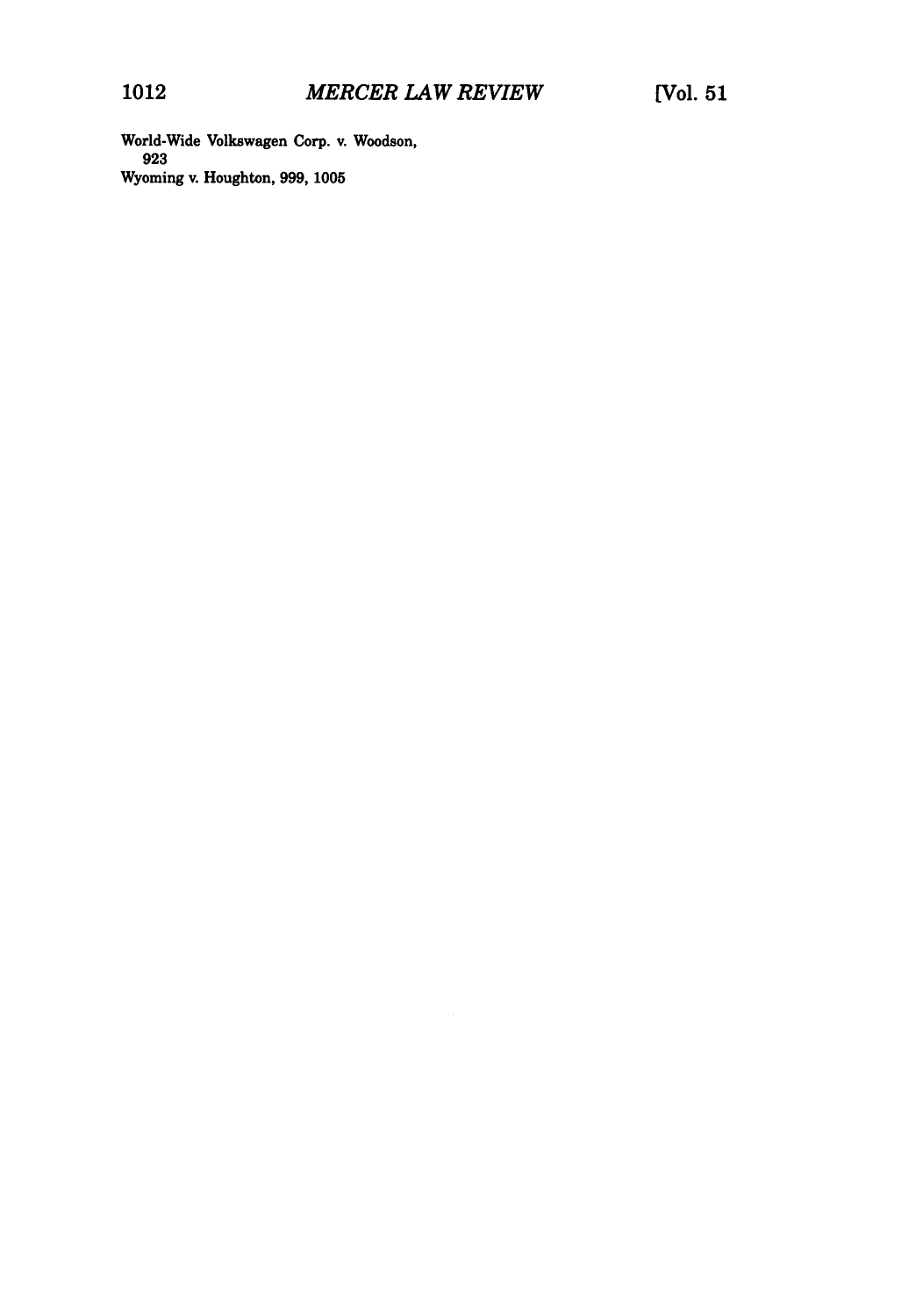World-Wide Volkswagen Corp. v. Woodson,
  923
Wyoming v. Houghton, 999, 1005